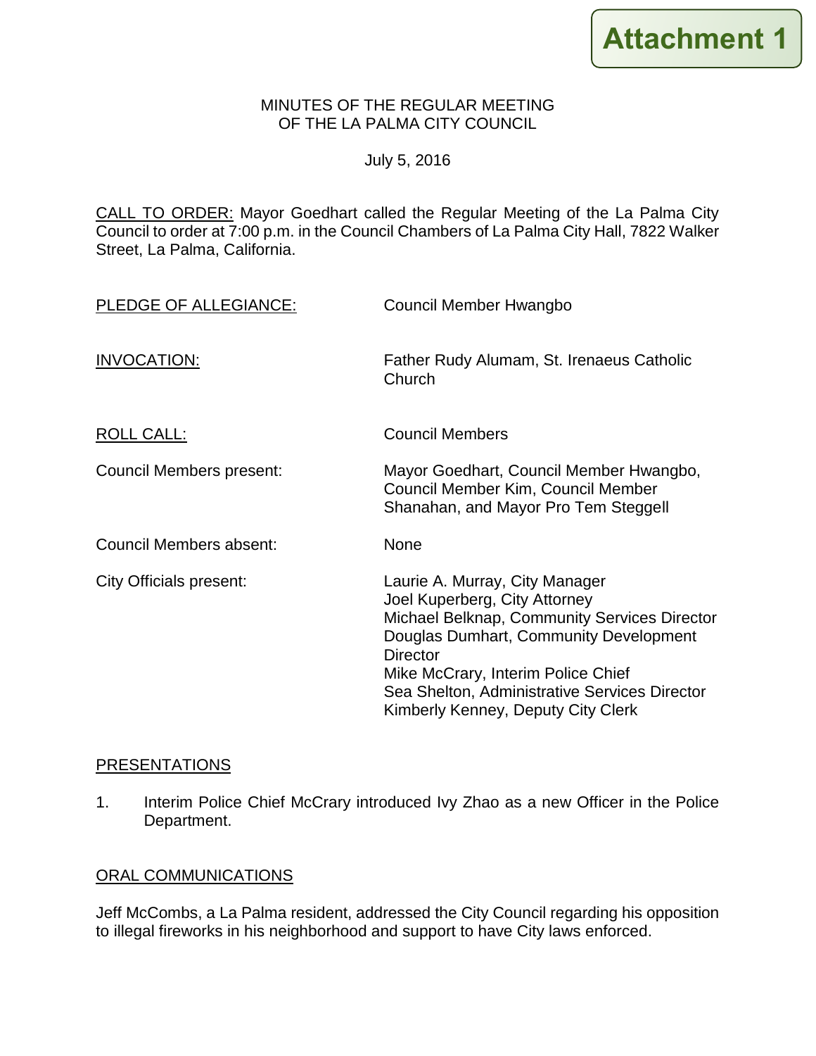Attachment 1

MINUTES OF THE REGULAR MEETING
OF THE LA PALMA CITY COUNCIL

July 5, 2016

CALL TO ORDER: Mayor Goedhart called the Regular Meeting of the La Palma City Council to order at 7:00 p.m. in the Council Chambers of La Palma City Hall, 7822 Walker Street, La Palma, California.

| | |
|---|---|
| PLEDGE OF ALLEGIANCE: | Council Member Hwangbo |
| INVOCATION: | Father Rudy Alumam, St. Irenaeus Catholic Church |
| ROLL CALL: | Council Members |
| Council Members present: | Mayor Goedhart, Council Member Hwangbo, Council Member Kim, Council Member Shanahan, and Mayor Pro Tem Steggell |
| Council Members absent: | None |
| City Officials present: | Laurie A. Murray, City Manager<br>Joel Kuperberg, City Attorney<br>Michael Belknap, Community Services Director<br>Douglas Dumhart, Community Development Director<br>Mike McCrary, Interim Police Chief<br>Sea Shelton, Administrative Services Director<br>Kimberly Kenney, Deputy City Clerk |

PRESENTATIONS

1. Interim Police Chief McCrary introduced Ivy Zhao as a new Officer in the Police Department.

ORAL COMMUNICATIONS

Jeff McCombs, a La Palma resident, addressed the City Council regarding his opposition to illegal fireworks in his neighborhood and support to have City laws enforced.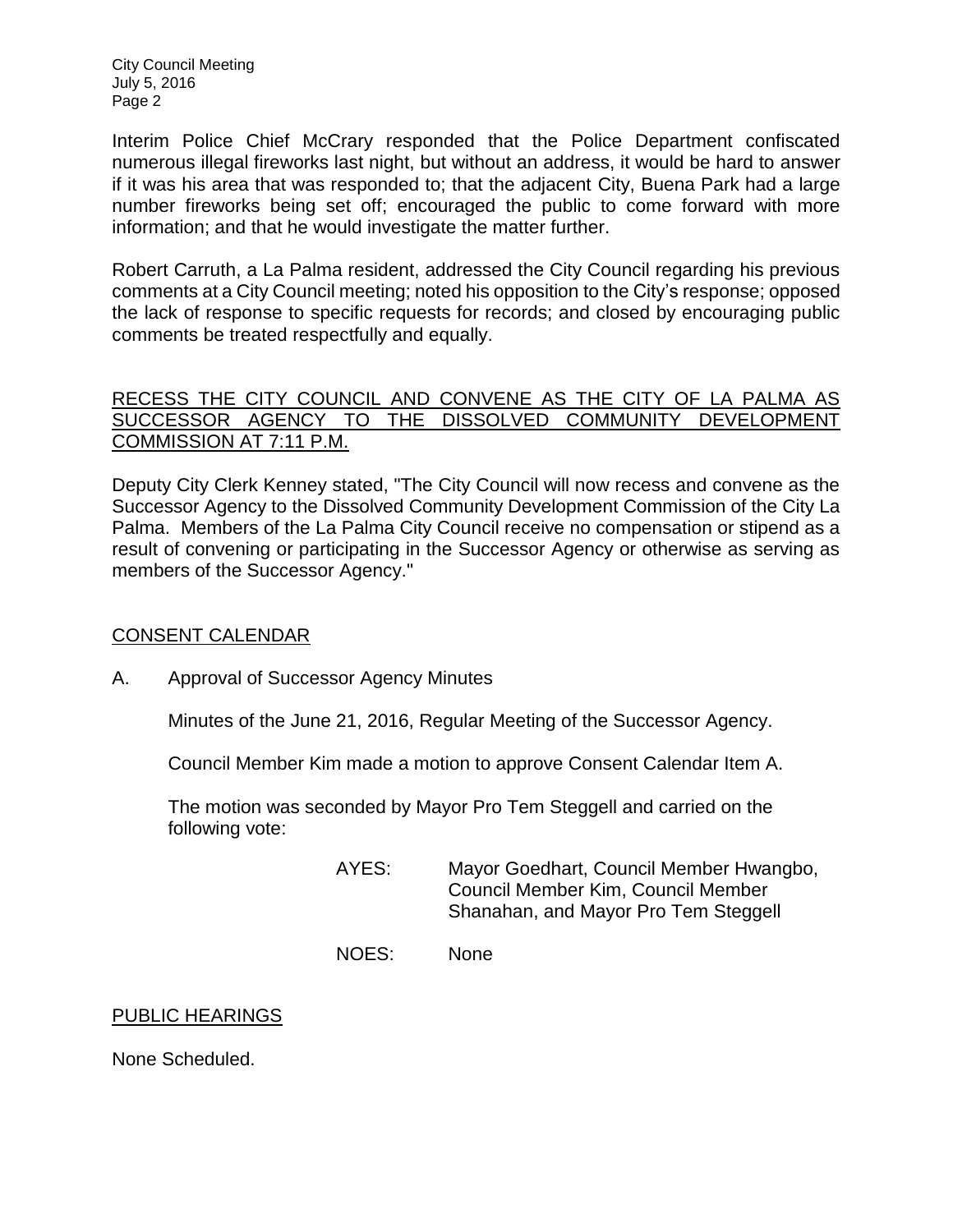Interim Police Chief McCrary responded that the Police Department confiscated numerous illegal fireworks last night, but without an address, it would be hard to answer if it was his area that was responded to; that the adjacent City, Buena Park had a large number fireworks being set off; encouraged the public to come forward with more information; and that he would investigate the matter further.

Robert Carruth, a La Palma resident, addressed the City Council regarding his previous comments at a City Council meeting; noted his opposition to the City's response; opposed the lack of response to specific requests for records; and closed by encouraging public comments be treated respectfully and equally.

## RECESS THE CITY COUNCIL AND CONVENE AS THE CITY OF LA PALMA AS SUCCESSOR AGENCY TO THE DISSOLVED COMMUNITY DEVELOPMENT COMMISSION AT 7:11 P.M.

Deputy City Clerk Kenney stated, "The City Council will now recess and convene as the Successor Agency to the Dissolved Community Development Commission of the City La Palma. Members of the La Palma City Council receive no compensation or stipend as a result of convening or participating in the Successor Agency or otherwise as serving as members of the Successor Agency."

## CONSENT CALENDAR

A. Approval of Successor Agency Minutes

Minutes of the June 21, 2016, Regular Meeting of the Successor Agency.

Council Member Kim made a motion to approve Consent Calendar Item A.

The motion was seconded by Mayor Pro Tem Steggell and carried on the following vote:

AYES: Mayor Goedhart, Council Member Hwangbo, Council Member Kim, Council Member Shanahan, and Mayor Pro Tem Steggell

NOES: None

## PUBLIC HEARINGS

None Scheduled.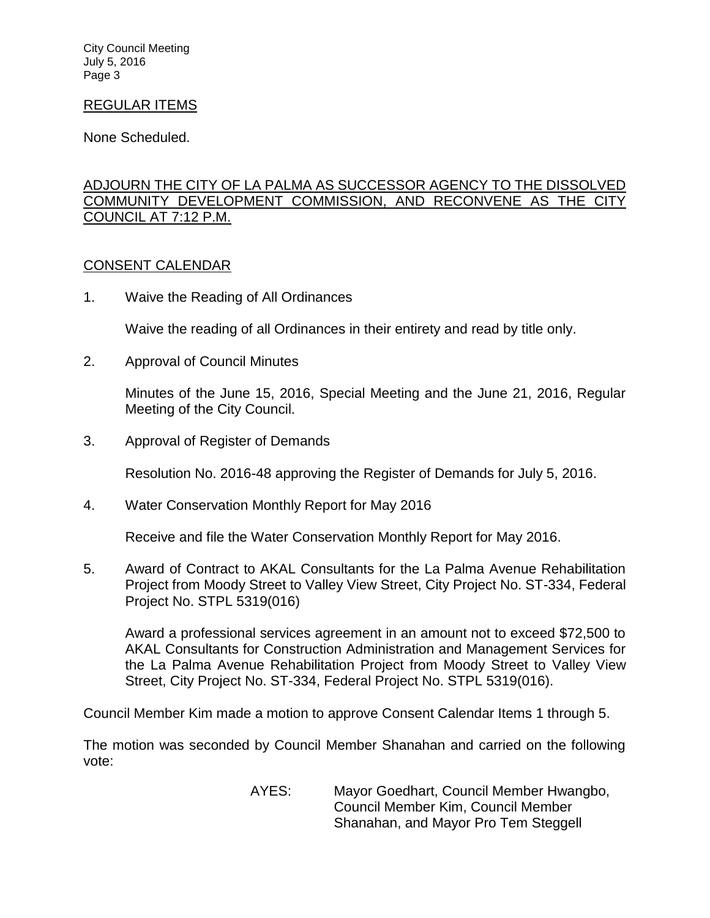REGULAR ITEMS

None Scheduled.

ADJOURN THE CITY OF LA PALMA AS SUCCESSOR AGENCY TO THE DISSOLVED COMMUNITY DEVELOPMENT COMMISSION, AND RECONVENE AS THE CITY COUNCIL AT 7:12 P.M.

CONSENT CALENDAR

1. Waive the Reading of All Ordinances

   Waive the reading of all Ordinances in their entirety and read by title only.

2. Approval of Council Minutes

   Minutes of the June 15, 2016, Special Meeting and the June 21, 2016, Regular Meeting of the City Council.

3. Approval of Register of Demands

   Resolution No. 2016-48 approving the Register of Demands for July 5, 2016.

4. Water Conservation Monthly Report for May 2016

   Receive and file the Water Conservation Monthly Report for May 2016.

5. Award of Contract to AKAL Consultants for the La Palma Avenue Rehabilitation Project from Moody Street to Valley View Street, City Project No. ST-334, Federal Project No. STPL 5319(016)

   Award a professional services agreement in an amount not to exceed $72,500 to AKAL Consultants for Construction Administration and Management Services for the La Palma Avenue Rehabilitation Project from Moody Street to Valley View Street, City Project No. ST-334, Federal Project No. STPL 5319(016).

Council Member Kim made a motion to approve Consent Calendar Items 1 through 5.

The motion was seconded by Council Member Shanahan and carried on the following vote:

AYES: Mayor Goedhart, Council Member Hwangbo, Council Member Kim, Council Member Shanahan, and Mayor Pro Tem Steggell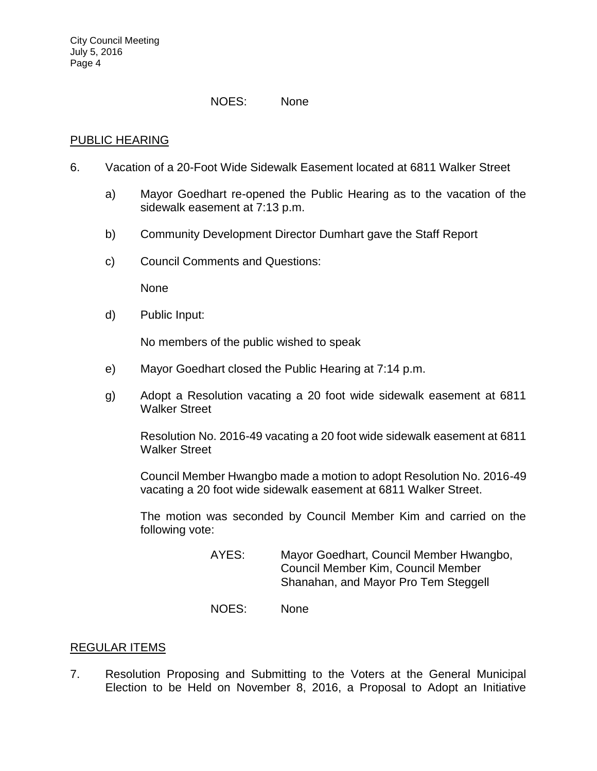NOES: None

PUBLIC HEARING

6. Vacation of a 20-Foot Wide Sidewalk Easement located at 6811 Walker Street

   a) Mayor Goedhart re-opened the Public Hearing as to the vacation of the sidewalk easement at 7:13 p.m.

   b) Community Development Director Dumhart gave the Staff Report

   c) Council Comments and Questions:

      None

   d) Public Input:

      No members of the public wished to speak

   e) Mayor Goedhart closed the Public Hearing at 7:14 p.m.

   g) Adopt a Resolution vacating a 20 foot wide sidewalk easement at 6811 Walker Street

      Resolution No. 2016-49 vacating a 20 foot wide sidewalk easement at 6811 Walker Street

      Council Member Hwangbo made a motion to adopt Resolution No. 2016-49 vacating a 20 foot wide sidewalk easement at 6811 Walker Street.

      The motion was seconded by Council Member Kim and carried on the following vote:

      AYES: Mayor Goedhart, Council Member Hwangbo, Council Member Kim, Council Member Shanahan, and Mayor Pro Tem Steggell

      NOES: None

REGULAR ITEMS

7. Resolution Proposing and Submitting to the Voters at the General Municipal Election to be Held on November 8, 2016, a Proposal to Adopt an Initiative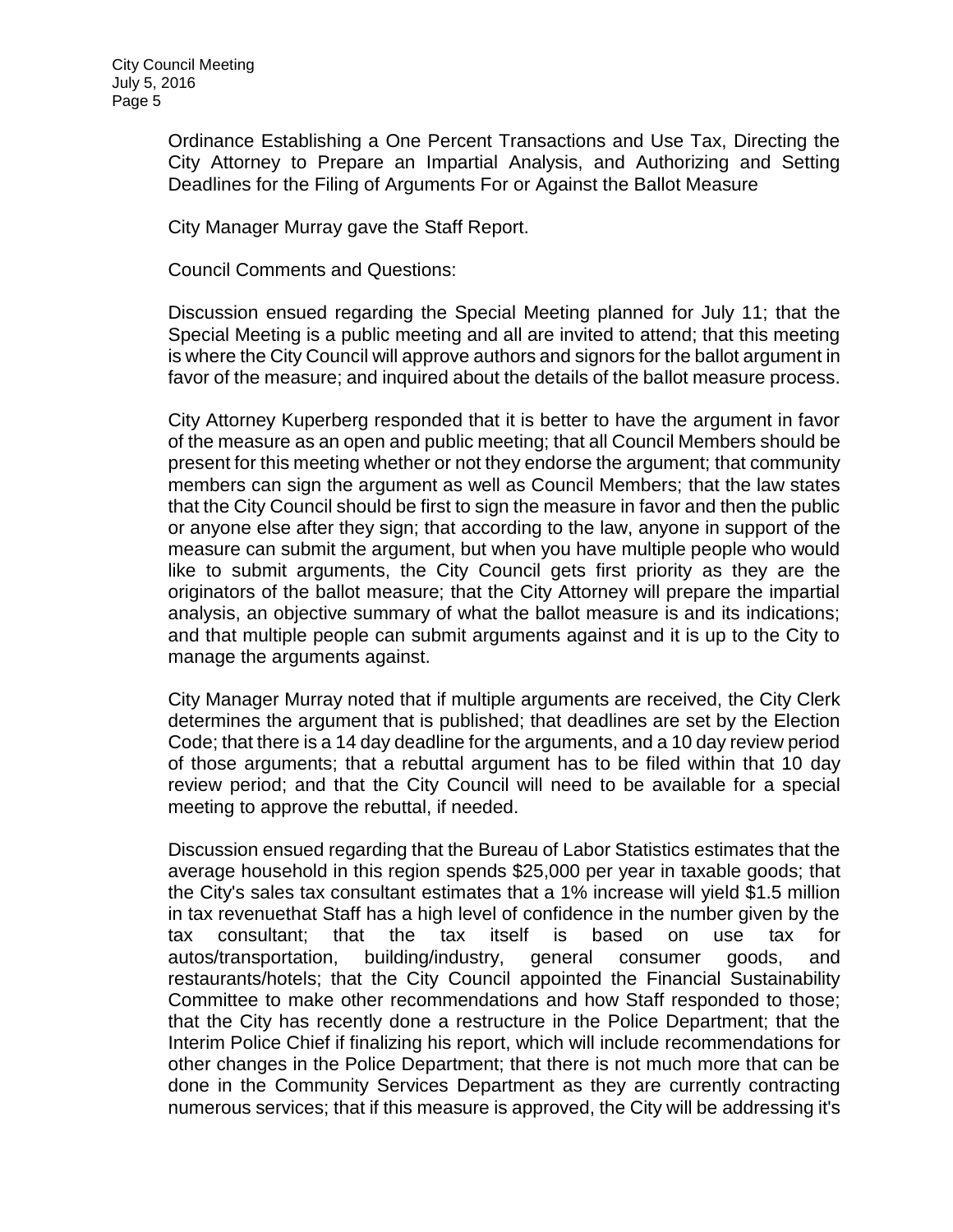Ordinance Establishing a One Percent Transactions and Use Tax, Directing the City Attorney to Prepare an Impartial Analysis, and Authorizing and Setting Deadlines for the Filing of Arguments For or Against the Ballot Measure

City Manager Murray gave the Staff Report.

Council Comments and Questions:

Discussion ensued regarding the Special Meeting planned for July 11; that the Special Meeting is a public meeting and all are invited to attend; that this meeting is where the City Council will approve authors and signors for the ballot argument in favor of the measure; and inquired about the details of the ballot measure process.

City Attorney Kuperberg responded that it is better to have the argument in favor of the measure as an open and public meeting; that all Council Members should be present for this meeting whether or not they endorse the argument; that community members can sign the argument as well as Council Members; that the law states that the City Council should be first to sign the measure in favor and then the public or anyone else after they sign; that according to the law, anyone in support of the measure can submit the argument, but when you have multiple people who would like to submit arguments, the City Council gets first priority as they are the originators of the ballot measure; that the City Attorney will prepare the impartial analysis, an objective summary of what the ballot measure is and its indications; and that multiple people can submit arguments against and it is up to the City to manage the arguments against.

City Manager Murray noted that if multiple arguments are received, the City Clerk determines the argument that is published; that deadlines are set by the Election Code; that there is a 14 day deadline for the arguments, and a 10 day review period of those arguments; that a rebuttal argument has to be filed within that 10 day review period; and that the City Council will need to be available for a special meeting to approve the rebuttal, if needed.

Discussion ensued regarding that the Bureau of Labor Statistics estimates that the average household in this region spends $25,000 per year in taxable goods; that the City's sales tax consultant estimates that a 1% increase will yield $1.5 million in tax revenuethat Staff has a high level of confidence in the number given by the tax consultant; that the tax itself is based on use tax for autos/transportation, building/industry, general consumer goods, and restaurants/hotels; that the City Council appointed the Financial Sustainability Committee to make other recommendations and how Staff responded to those; that the City has recently done a restructure in the Police Department; that the Interim Police Chief if finalizing his report, which will include recommendations for other changes in the Police Department; that there is not much more that can be done in the Community Services Department as they are currently contracting numerous services; that if this measure is approved, the City will be addressing it's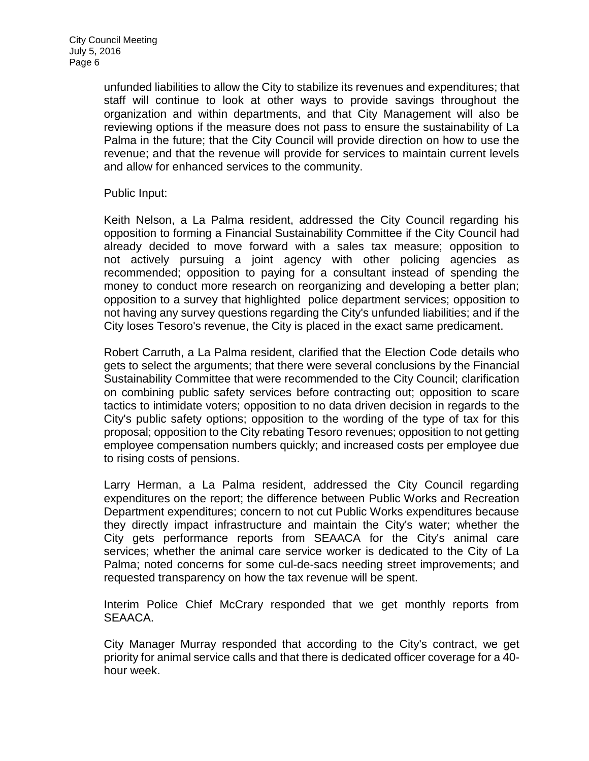unfunded liabilities to allow the City to stabilize its revenues and expenditures; that staff will continue to look at other ways to provide savings throughout the organization and within departments, and that City Management will also be reviewing options if the measure does not pass to ensure the sustainability of La Palma in the future; that the City Council will provide direction on how to use the revenue; and that the revenue will provide for services to maintain current levels and allow for enhanced services to the community.

Public Input:

Keith Nelson, a La Palma resident, addressed the City Council regarding his opposition to forming a Financial Sustainability Committee if the City Council had already decided to move forward with a sales tax measure; opposition to not actively pursuing a joint agency with other policing agencies as recommended; opposition to paying for a consultant instead of spending the money to conduct more research on reorganizing and developing a better plan; opposition to a survey that highlighted police department services; opposition to not having any survey questions regarding the City's unfunded liabilities; and if the City loses Tesoro's revenue, the City is placed in the exact same predicament.

Robert Carruth, a La Palma resident, clarified that the Election Code details who gets to select the arguments; that there were several conclusions by the Financial Sustainability Committee that were recommended to the City Council; clarification on combining public safety services before contracting out; opposition to scare tactics to intimidate voters; opposition to no data driven decision in regards to the City's public safety options; opposition to the wording of the type of tax for this proposal; opposition to the City rebating Tesoro revenues; opposition to not getting employee compensation numbers quickly; and increased costs per employee due to rising costs of pensions.

Larry Herman, a La Palma resident, addressed the City Council regarding expenditures on the report; the difference between Public Works and Recreation Department expenditures; concern to not cut Public Works expenditures because they directly impact infrastructure and maintain the City's water; whether the City gets performance reports from SEAACA for the City's animal care services; whether the animal care service worker is dedicated to the City of La Palma; noted concerns for some cul-de-sacs needing street improvements; and requested transparency on how the tax revenue will be spent.

Interim Police Chief McCrary responded that we get monthly reports from SEAACA.

City Manager Murray responded that according to the City's contract, we get priority for animal service calls and that there is dedicated officer coverage for a 40-hour week.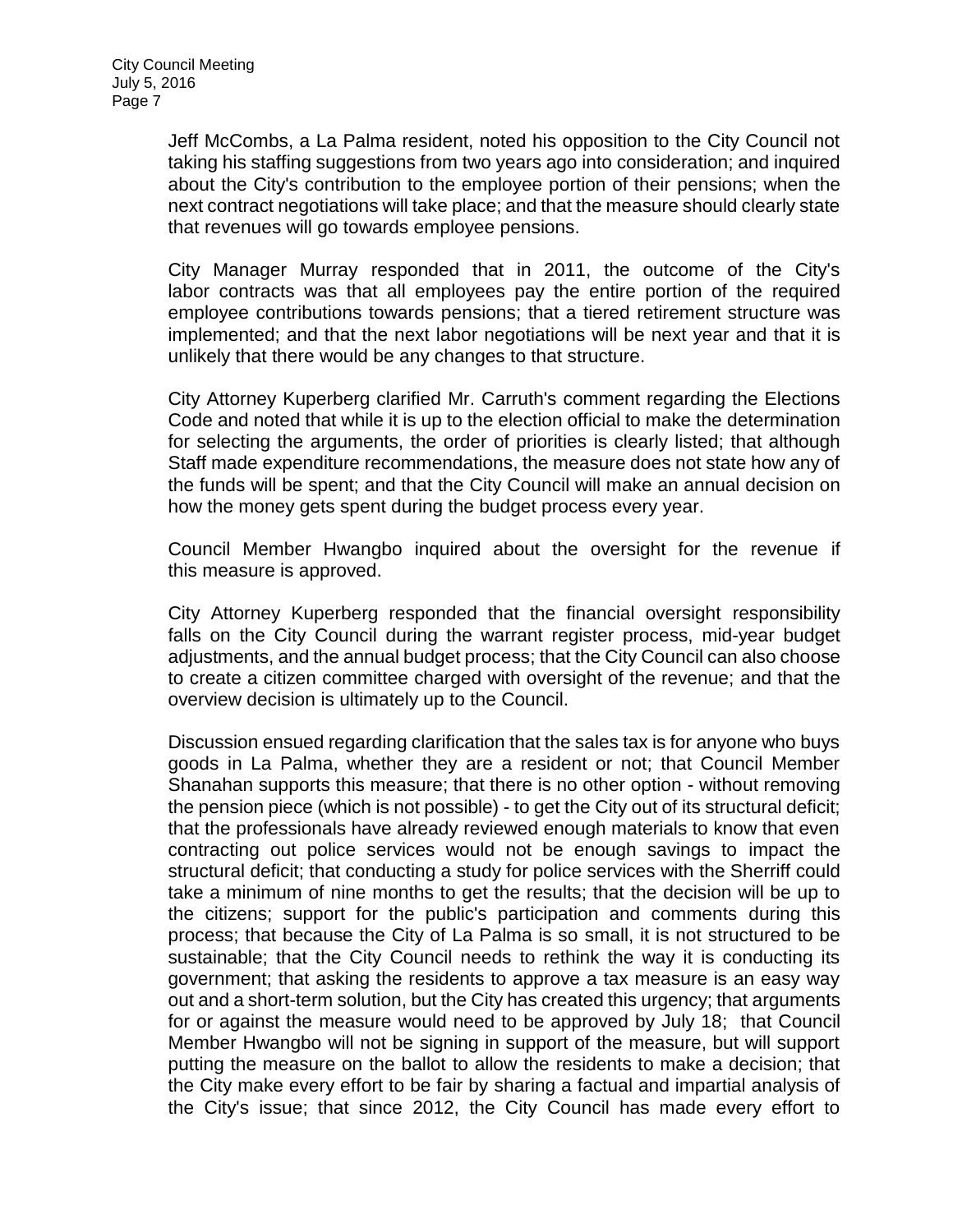Jeff McCombs, a La Palma resident, noted his opposition to the City Council not taking his staffing suggestions from two years ago into consideration; and inquired about the City's contribution to the employee portion of their pensions; when the next contract negotiations will take place; and that the measure should clearly state that revenues will go towards employee pensions.

City Manager Murray responded that in 2011, the outcome of the City's labor contracts was that all employees pay the entire portion of the required employee contributions towards pensions; that a tiered retirement structure was implemented; and that the next labor negotiations will be next year and that it is unlikely that there would be any changes to that structure.

City Attorney Kuperberg clarified Mr. Carruth's comment regarding the Elections Code and noted that while it is up to the election official to make the determination for selecting the arguments, the order of priorities is clearly listed; that although Staff made expenditure recommendations, the measure does not state how any of the funds will be spent; and that the City Council will make an annual decision on how the money gets spent during the budget process every year.

Council Member Hwangbo inquired about the oversight for the revenue if this measure is approved.

City Attorney Kuperberg responded that the financial oversight responsibility falls on the City Council during the warrant register process, mid-year budget adjustments, and the annual budget process; that the City Council can also choose to create a citizen committee charged with oversight of the revenue; and that the overview decision is ultimately up to the Council.

Discussion ensued regarding clarification that the sales tax is for anyone who buys goods in La Palma, whether they are a resident or not; that Council Member Shanahan supports this measure; that there is no other option - without removing the pension piece (which is not possible) - to get the City out of its structural deficit; that the professionals have already reviewed enough materials to know that even contracting out police services would not be enough savings to impact the structural deficit; that conducting a study for police services with the Sherriff could take a minimum of nine months to get the results; that the decision will be up to the citizens; support for the public's participation and comments during this process; that because the City of La Palma is so small, it is not structured to be sustainable; that the City Council needs to rethink the way it is conducting its government; that asking the residents to approve a tax measure is an easy way out and a short-term solution, but the City has created this urgency; that arguments for or against the measure would need to be approved by July 18; that Council Member Hwangbo will not be signing in support of the measure, but will support putting the measure on the ballot to allow the residents to make a decision; that the City make every effort to be fair by sharing a factual and impartial analysis of the City's issue; that since 2012, the City Council has made every effort to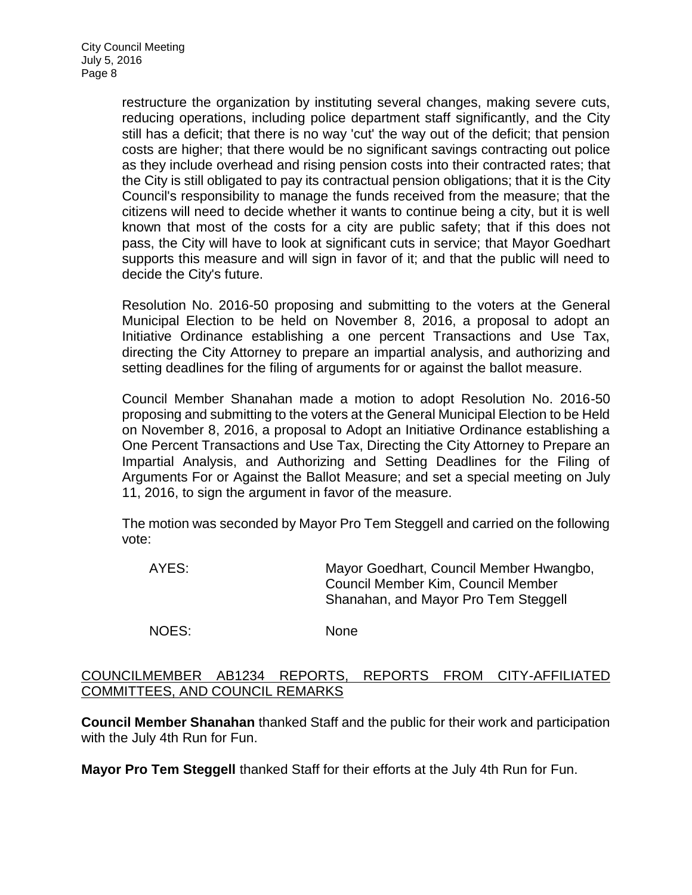restructure the organization by instituting several changes, making severe cuts, reducing operations, including police department staff significantly, and the City still has a deficit; that there is no way 'cut' the way out of the deficit; that pension costs are higher; that there would be no significant savings contracting out police as they include overhead and rising pension costs into their contracted rates; that the City is still obligated to pay its contractual pension obligations; that it is the City Council's responsibility to manage the funds received from the measure; that the citizens will need to decide whether it wants to continue being a city, but it is well known that most of the costs for a city are public safety; that if this does not pass, the City will have to look at significant cuts in service; that Mayor Goedhart supports this measure and will sign in favor of it; and that the public will need to decide the City's future.

Resolution No. 2016-50 proposing and submitting to the voters at the General Municipal Election to be held on November 8, 2016, a proposal to adopt an Initiative Ordinance establishing a one percent Transactions and Use Tax, directing the City Attorney to prepare an impartial analysis, and authorizing and setting deadlines for the filing of arguments for or against the ballot measure.

Council Member Shanahan made a motion to adopt Resolution No. 2016-50 proposing and submitting to the voters at the General Municipal Election to be Held on November 8, 2016, a proposal to Adopt an Initiative Ordinance establishing a One Percent Transactions and Use Tax, Directing the City Attorney to Prepare an Impartial Analysis, and Authorizing and Setting Deadlines for the Filing of Arguments For or Against the Ballot Measure; and set a special meeting on July 11, 2016, to sign the argument in favor of the measure.

The motion was seconded by Mayor Pro Tem Steggell and carried on the following vote:

AYES: Mayor Goedhart, Council Member Hwangbo, Council Member Kim, Council Member Shanahan, and Mayor Pro Tem Steggell

NOES: None

## COUNCILMEMBER AB1234 REPORTS, REPORTS FROM CITY-AFFILIATED COMMITTEES, AND COUNCIL REMARKS

**Council Member Shanahan** thanked Staff and the public for their work and participation with the July 4th Run for Fun.

**Mayor Pro Tem Steggell** thanked Staff for their efforts at the July 4th Run for Fun.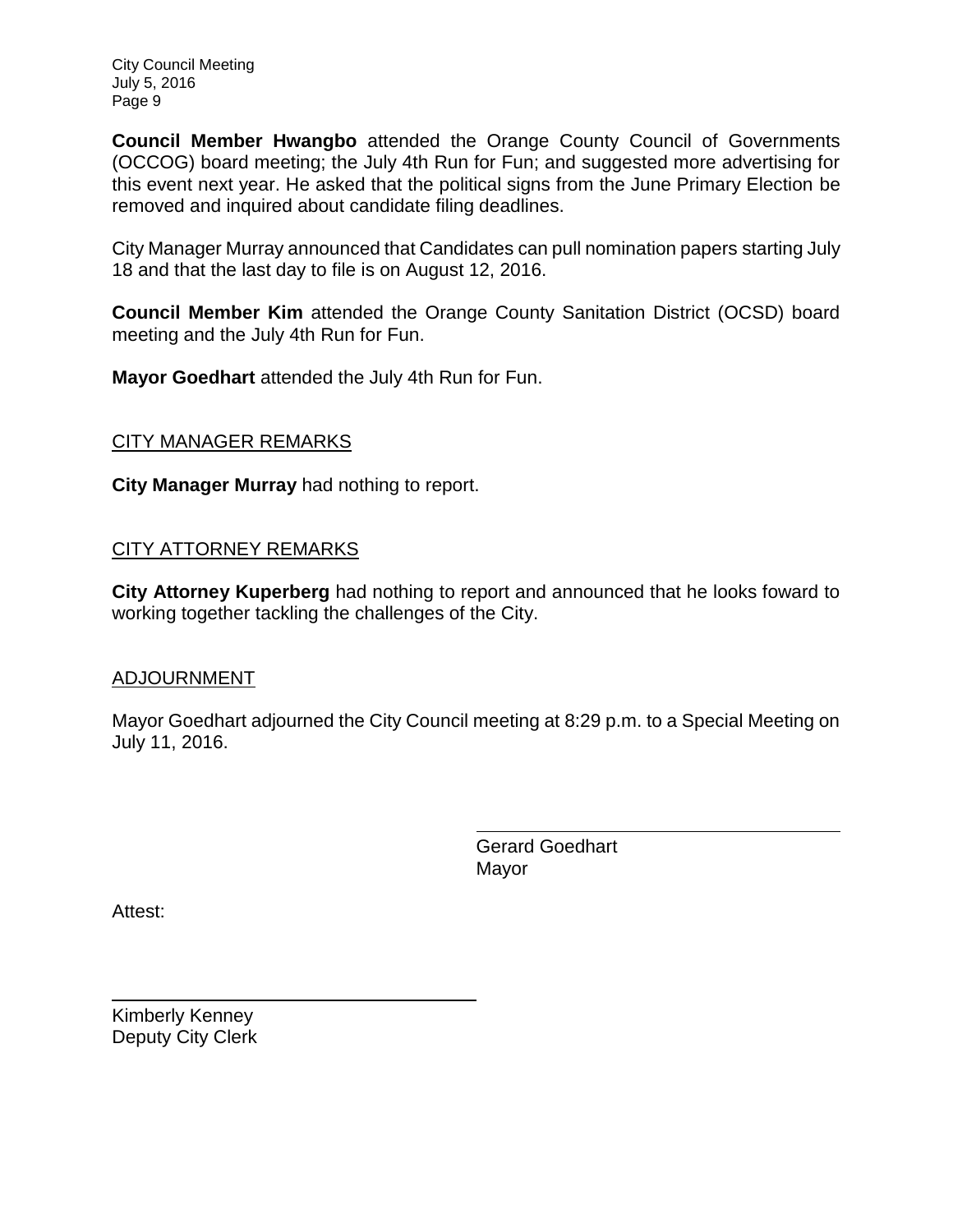**Council Member Hwangbo** attended the Orange County Council of Governments (OCCOG) board meeting; the July 4th Run for Fun; and suggested more advertising for this event next year. He asked that the political signs from the June Primary Election be removed and inquired about candidate filing deadlines.

City Manager Murray announced that Candidates can pull nomination papers starting July 18 and that the last day to file is on August 12, 2016.

**Council Member Kim** attended the Orange County Sanitation District (OCSD) board meeting and the July 4th Run for Fun.

**Mayor Goedhart** attended the July 4th Run for Fun.

## CITY MANAGER REMARKS

**City Manager Murray** had nothing to report.

## CITY ATTORNEY REMARKS

**City Attorney Kuperberg** had nothing to report and announced that he looks foward to working together tackling the challenges of the City.

## ADJOURNMENT

Mayor Goedhart adjourned the City Council meeting at 8:29 p.m. to a Special Meeting on July 11, 2016.

Gerard Goedhart
Mayor

Attest:

Kimberly Kenney
Deputy City Clerk